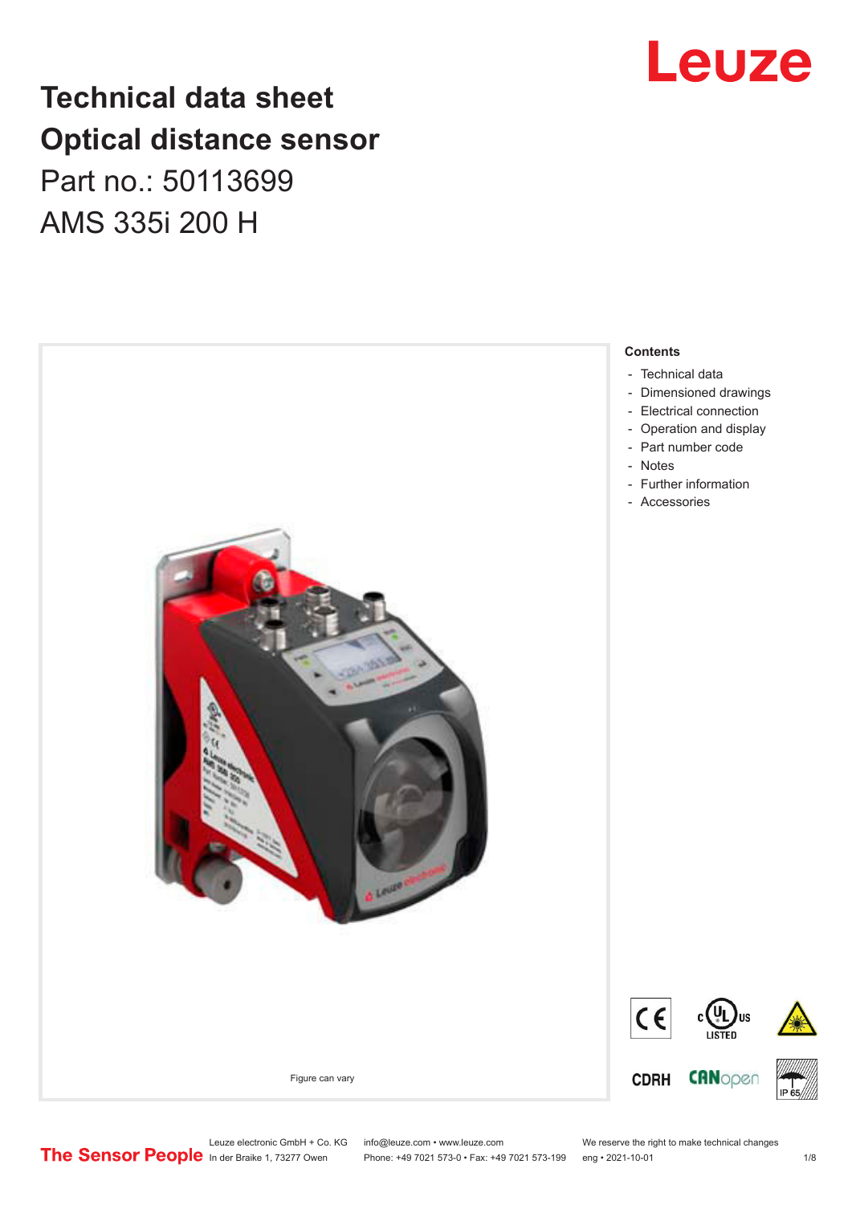# Technical data sheet
# Optical distance sensor

Part no.: 50113699

AMS 335i 200 H

Figure can vary

**Contents**

- Technical data
- Dimensioned drawings
- Electrical connection
- Operation and display
- Part number code
- Notes
- Further information
- Accessories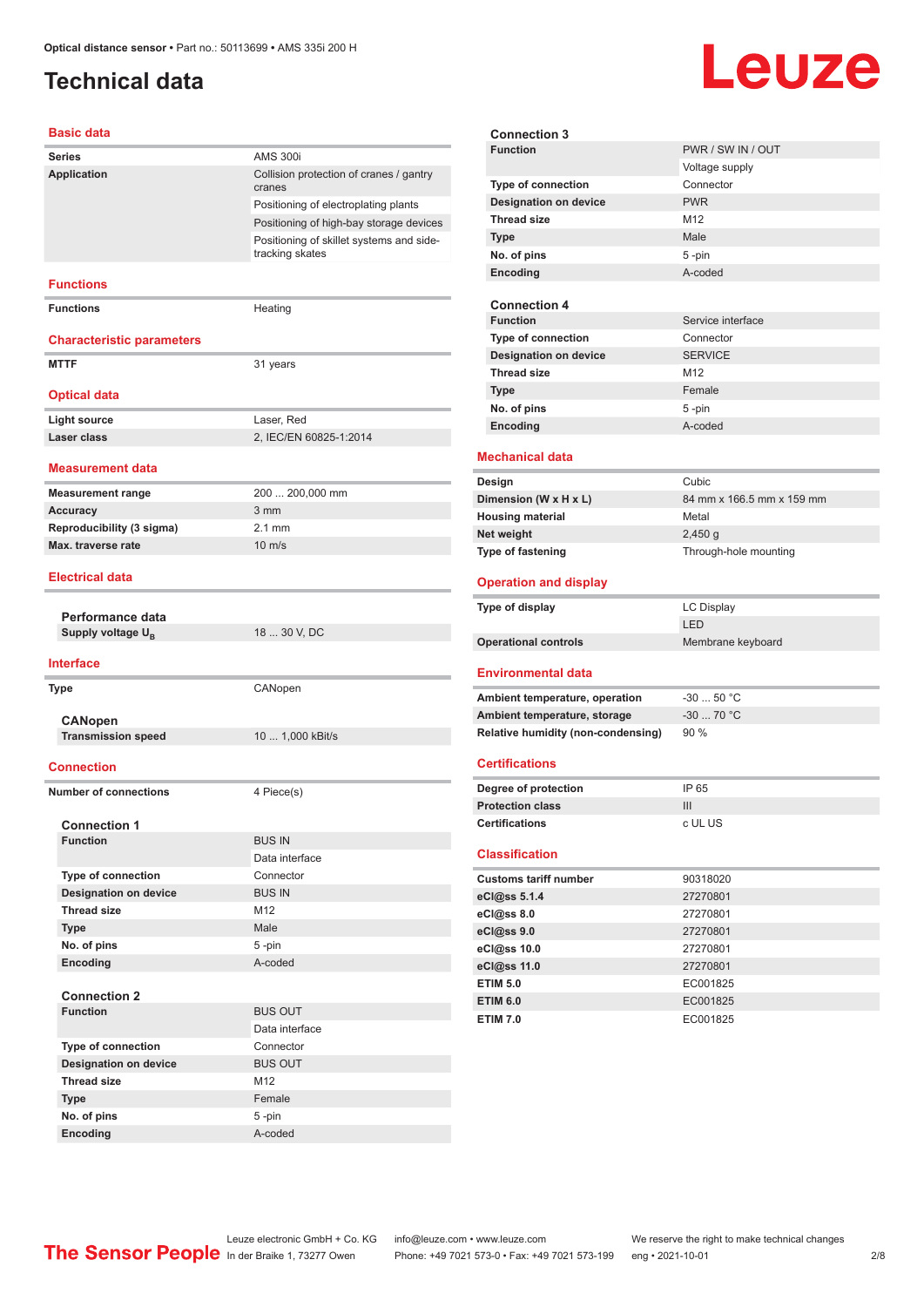# Technical data

## Basic data

| | |
|---|---|
| **Series** | AMS 300i |
| **Application** | Collision protection of cranes / gantry cranes |
| | Positioning of electroplating plants |
| | Positioning of high-bay storage devices |
| | Positioning of skillet systems and side-tracking skates |

## Functions

| | |
|---|---|
| **Functions** | Heating |

## Characteristic parameters

| | |
|---|---|
| **MTTF** | 31 years |

## Optical data

| | |
|---|---|
| **Light source** | Laser, Red |
| **Laser class** | 2, IEC/EN 60825-1:2014 |

## Measurement data

| | |
|---|---|
| **Measurement range** | 200 ... 200,000 mm |
| **Accuracy** | 3 mm |
| **Reproducibility (3 sigma)** | 2.1 mm |
| **Max. traverse rate** | 10 m/s |

## Electrical data

### Performance data

| | |
|---|---|
| **Supply voltage $U_B$** | 18 ... 30 V, DC |

## Interface

| | |
|---|---|
| **Type** | CANopen |

### CANopen

| | |
|---|---|
| **Transmission speed** | 10 ... 1,000 kBit/s |

## Connection

| | |
|---|---|
| **Number of connections** | 4 Piece(s) |

### Connection 1

| | |
|---|---|
| **Function** | BUS IN |
| | Data interface |
| **Type of connection** | Connector |
| **Designation on device** | BUS IN |
| **Thread size** | M12 |
| **Type** | Male |
| **No. of pins** | 5 -pin |
| **Encoding** | A-coded |

### Connection 2

| | |
|---|---|
| **Function** | BUS OUT |
| | Data interface |
| **Type of connection** | Connector |
| **Designation on device** | BUS OUT |
| **Thread size** | M12 |
| **Type** | Female |
| **No. of pins** | 5 -pin |
| **Encoding** | A-coded |

### Connection 3

| | |
|---|---|
| **Function** | PWR / SW IN / OUT |
| | Voltage supply |
| **Type of connection** | Connector |
| **Designation on device** | PWR |
| **Thread size** | M12 |
| **Type** | Male |
| **No. of pins** | 5 -pin |
| **Encoding** | A-coded |

### Connection 4

| | |
|---|---|
| **Function** | Service interface |
| **Type of connection** | Connector |
| **Designation on device** | SERVICE |
| **Thread size** | M12 |
| **Type** | Female |
| **No. of pins** | 5 -pin |
| **Encoding** | A-coded |

## Mechanical data

| | |
|---|---|
| **Design** | Cubic |
| **Dimension (W x H x L)** | 84 mm x 166.5 mm x 159 mm |
| **Housing material** | Metal |
| **Net weight** | 2,450 g |
| **Type of fastening** | Through-hole mounting |

## Operation and display

| | |
|---|---|
| **Type of display** | LC Display |
| | LED |
| **Operational controls** | Membrane keyboard |

## Environmental data

| | |
|---|---|
| **Ambient temperature, operation** | -30 ... 50 °C |
| **Ambient temperature, storage** | -30 ... 70 °C |
| **Relative humidity (non-condensing)** | 90 % |

## Certifications

| | |
|---|---|
| **Degree of protection** | IP 65 |
| **Protection class** | III |
| **Certifications** | c UL US |

## Classification

| | |
|---|---|
| **Customs tariff number** | 90318020 |
| **eCl@ss 5.1.4** | 27270801 |
| **eCl@ss 8.0** | 27270801 |
| **eCl@ss 9.0** | 27270801 |
| **eCl@ss 10.0** | 27270801 |
| **eCl@ss 11.0** | 27270801 |
| **ETIM 5.0** | EC001825 |
| **ETIM 6.0** | EC001825 |
| **ETIM 7.0** | EC001825 |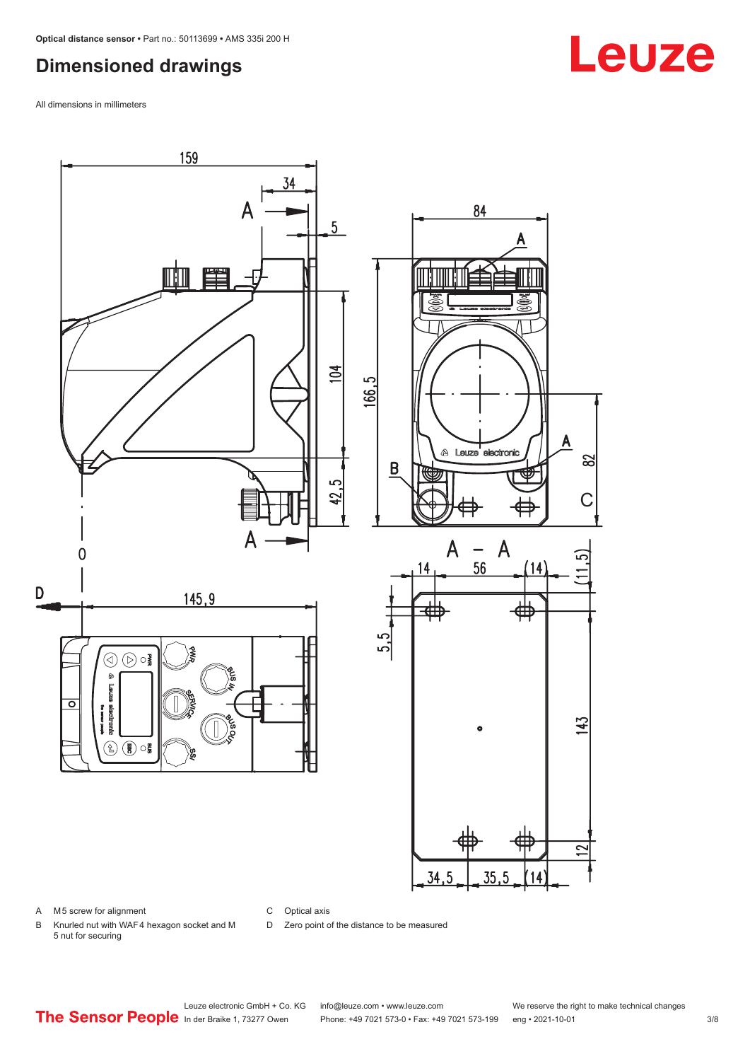## Dimensioned drawings

All dimensions in millimeters

A M5 screw for alignment

B Knurled nut with WAF4 hexagon socket and M 5 nut for securing

C Optical axis

D Zero point of the distance to be measured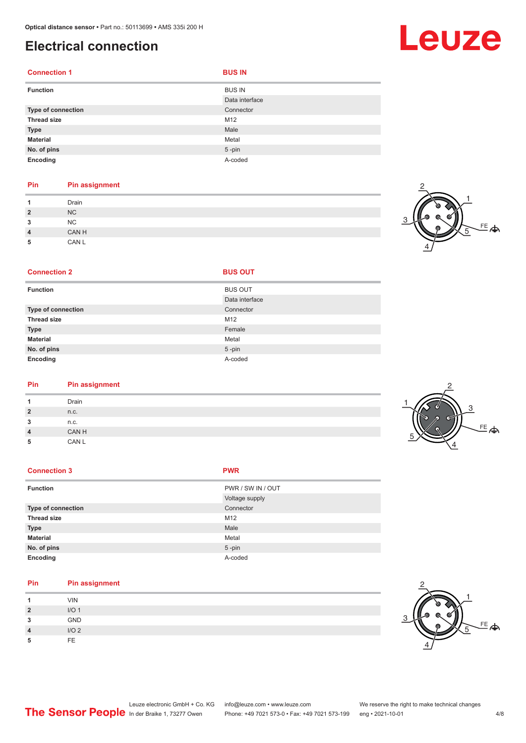# Electrical connection

| Connection 1 | BUS IN |
|---|---|
| **Function** | BUS IN |
| | Data interface |
| **Type of connection** | Connector |
| **Thread size** | M12 |
| **Type** | Male |
| **Material** | Metal |
| **No. of pins** | 5 -pin |
| **Encoding** | A-coded |

| Pin | Pin assignment |
|---|---|
| 1 | Drain |
| 2 | NC |
| 3 | NC |
| 4 | CAN H |
| 5 | CAN L |

| Connection 2 | BUS OUT |
|---|---|
| **Function** | BUS OUT |
| | Data interface |
| **Type of connection** | Connector |
| **Thread size** | M12 |
| **Type** | Female |
| **Material** | Metal |
| **No. of pins** | 5 -pin |
| **Encoding** | A-coded |

| Pin | Pin assignment |
|---|---|
| 1 | Drain |
| 2 | n.c. |
| 3 | n.c. |
| 4 | CAN H |
| 5 | CAN L |

| Connection 3 | PWR |
|---|---|
| **Function** | PWR / SW IN / OUT |
| | Voltage supply |
| **Type of connection** | Connector |
| **Thread size** | M12 |
| **Type** | Male |
| **Material** | Metal |
| **No. of pins** | 5 -pin |
| **Encoding** | A-coded |

| Pin | Pin assignment |
|---|---|
| 1 | VIN |
| 2 | I/O 1 |
| 3 | GND |
| 4 | I/O 2 |
| 5 | FE |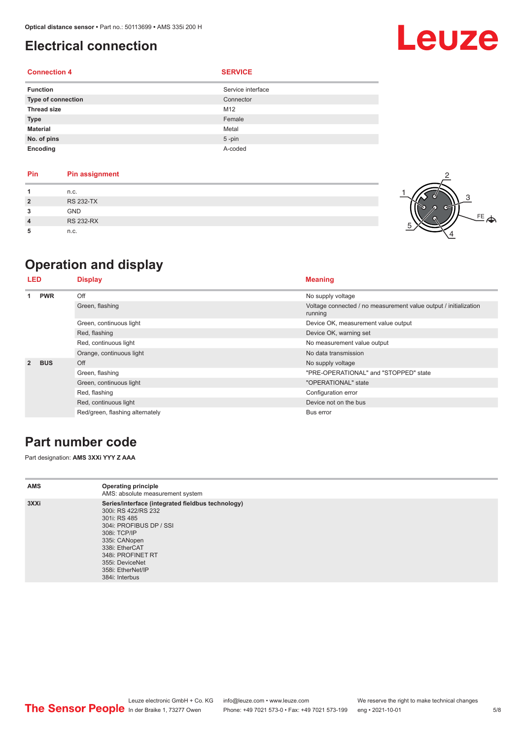# Electrical connection

| Connection 4 | SERVICE |
|---|---|
| Function | Service interface |
| Type of connection | Connector |
| Thread size | M12 |
| Type | Female |
| Material | Metal |
| No. of pins | 5 -pin |
| Encoding | A-coded |

| Pin | Pin assignment |
|---|---|
| 1 | n.c. |
| 2 | RS 232-TX |
| 3 | GND |
| 4 | RS 232-RX |
| 5 | n.c. |

# Operation and display

| LED | | Display | Meaning |
|---|---|---|---|
| 1 | PWR | Off | No supply voltage |
| | | Green, flashing | Voltage connected / no measurement value output / initialization running |
| | | Green, continuous light | Device OK, measurement value output |
| | | Red, flashing | Device OK, warning set |
| | | Red, continuous light | No measurement value output |
| | | Orange, continuous light | No data transmission |
| 2 | BUS | Off | No supply voltage |
| | | Green, flashing | "PRE-OPERATIONAL" and "STOPPED" state |
| | | Green, continuous light | "OPERATIONAL" state |
| | | Red, flashing | Configuration error |
| | | Red, continuous light | Device not on the bus |
| | | Red/green, flashing alternately | Bus error |

# Part number code

Part designation: **AMS 3XXi YYY Z AAA**

| | |
|---|---|
| AMS | **Operating principle**<br>AMS: absolute measurement system |
| 3XXi | **Series/interface (integrated fieldbus technology)**<br>300i: RS 422/RS 232<br>301i: RS 485<br>304i: PROFIBUS DP / SSI<br>308i: TCP/IP<br>335i: CANopen<br>338i: EtherCAT<br>348i: PROFINET RT<br>355i: DeviceNet<br>358i: EtherNet/IP<br>384i: Interbus |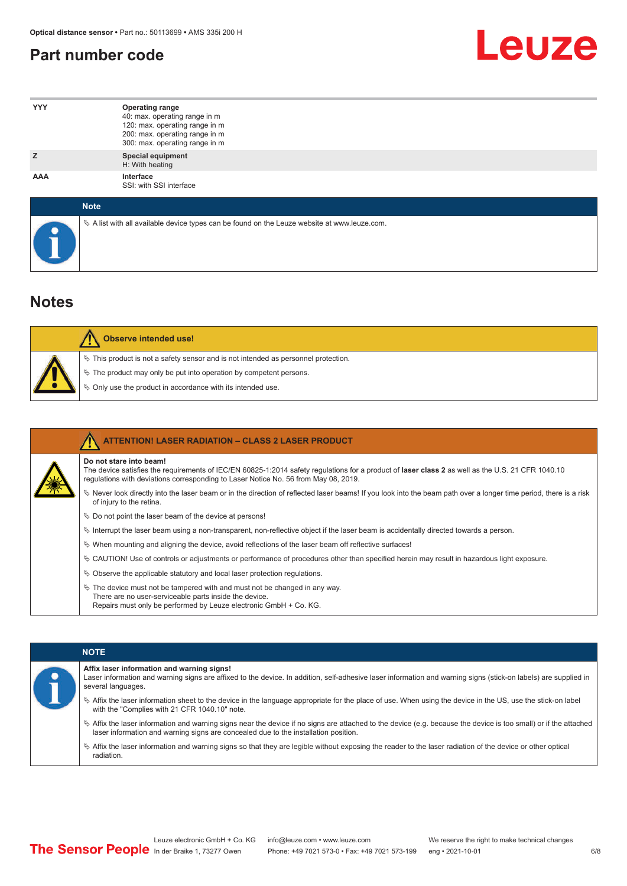## Part number code

| | |
|---|---|
| YYY | **Operating range**<br>40: max. operating range in m<br>120: max. operating range in m<br>200: max. operating range in m<br>300: max. operating range in m |
| Z | **Special equipment**<br>H: With heating |
| AAA | **Interface**<br>SSI: with SSI interface |

**Note**

- A list with all available device types can be found on the Leuze website at www.leuze.com.

## Notes

**Observe intended use!**

- This product is not a safety sensor and is not intended as personnel protection.
- The product may only be put into operation by competent persons.
- Only use the product in accordance with its intended use.

**ATTENTION! LASER RADIATION – CLASS 2 LASER PRODUCT**

**Do not stare into beam!**
The device satisfies the requirements of IEC/EN 60825-1:2014 safety regulations for a product of **laser class 2** as well as the U.S. 21 CFR 1040.10 regulations with deviations corresponding to Laser Notice No. 56 from May 08, 2019.

- Never look directly into the laser beam or in the direction of reflected laser beams! If you look into the beam path over a longer time period, there is a risk of injury to the retina.
- Do not point the laser beam of the device at persons!
- Interrupt the laser beam using a non-transparent, non-reflective object if the laser beam is accidentally directed towards a person.
- When mounting and aligning the device, avoid reflections of the laser beam off reflective surfaces!
- CAUTION! Use of controls or adjustments or performance of procedures other than specified herein may result in hazardous light exposure.
- Observe the applicable statutory and local laser protection regulations.
- The device must not be tampered with and must not be changed in any way.
  There are no user-serviceable parts inside the device.
  Repairs must only be performed by Leuze electronic GmbH + Co. KG.

**NOTE**

**Affix laser information and warning signs!**
Laser information and warning signs are affixed to the device. In addition, self-adhesive laser information and warning signs (stick-on labels) are supplied in several languages.

- Affix the laser information sheet to the device in the language appropriate for the place of use. When using the device in the US, use the stick-on label with the "Complies with 21 CFR 1040.10" note.
- Affix the laser information and warning signs near the device if no signs are attached to the device (e.g. because the device is too small) or if the attached laser information and warning signs are concealed due to the installation position.
- Affix the laser information and warning signs so that they are legible without exposing the reader to the laser radiation of the device or other optical radiation.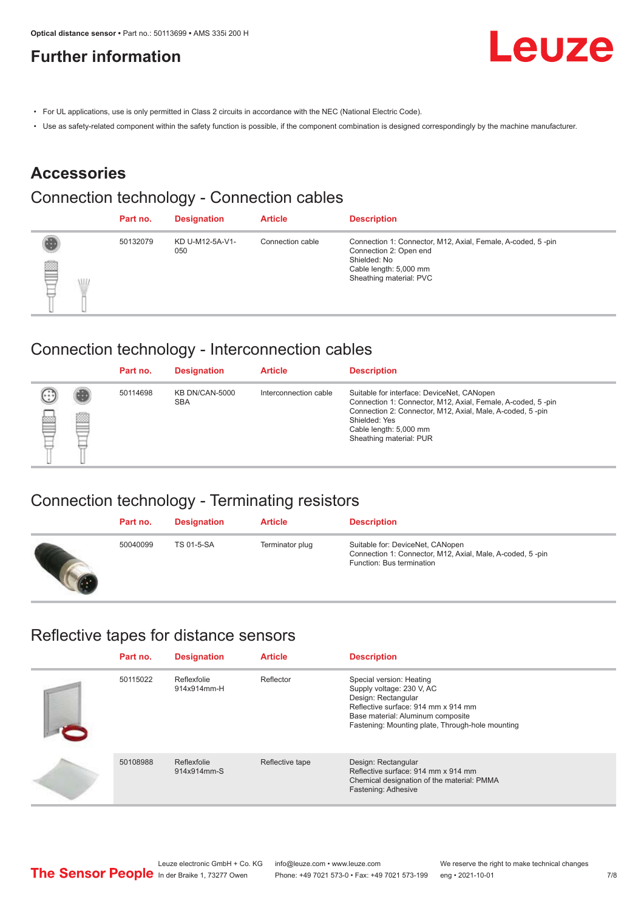# Further information

- For UL applications, use is only permitted in Class 2 circuits in accordance with the NEC (National Electric Code).
- Use as safety-related component within the safety function is possible, if the component combination is designed correspondingly by the machine manufacturer.

## Accessories

### Connection technology - Connection cables

| Part no. | Designation | Article | Description |
|---|---|---|---|
| 50132079 | KD U-M12-5A-V1-050 | Connection cable | Connection 1: Connector, M12, Axial, Female, A-coded, 5 -pin<br>Connection 2: Open end<br>Shielded: No<br>Cable length: 5,000 mm<br>Sheathing material: PVC |

### Connection technology - Interconnection cables

| Part no. | Designation | Article | Description |
|---|---|---|---|
| 50114698 | KB DN/CAN-5000 SBA | Interconnection cable | Suitable for interface: DeviceNet, CANopen<br>Connection 1: Connector, M12, Axial, Female, A-coded, 5 -pin<br>Connection 2: Connector, M12, Axial, Male, A-coded, 5 -pin<br>Shielded: Yes<br>Cable length: 5,000 mm<br>Sheathing material: PUR |

### Connection technology - Terminating resistors

| Part no. | Designation | Article | Description |
|---|---|---|---|
| 50040099 | TS 01-5-SA | Terminator plug | Suitable for: DeviceNet, CANopen<br>Connection 1: Connector, M12, Axial, Male, A-coded, 5 -pin<br>Function: Bus termination |

### Reflective tapes for distance sensors

| Part no. | Designation | Article | Description |
|---|---|---|---|
| 50115022 | Reflexfolie 914x914mm-H | Reflector | Special version: Heating<br>Supply voltage: 230 V, AC<br>Design: Rectangular<br>Reflective surface: 914 mm x 914 mm<br>Base material: Aluminum composite<br>Fastening: Mounting plate, Through-hole mounting |
| 50108988 | Reflexfolie 914x914mm-S | Reflective tape | Design: Rectangular<br>Reflective surface: 914 mm x 914 mm<br>Chemical designation of the material: PMMA<br>Fastening: Adhesive |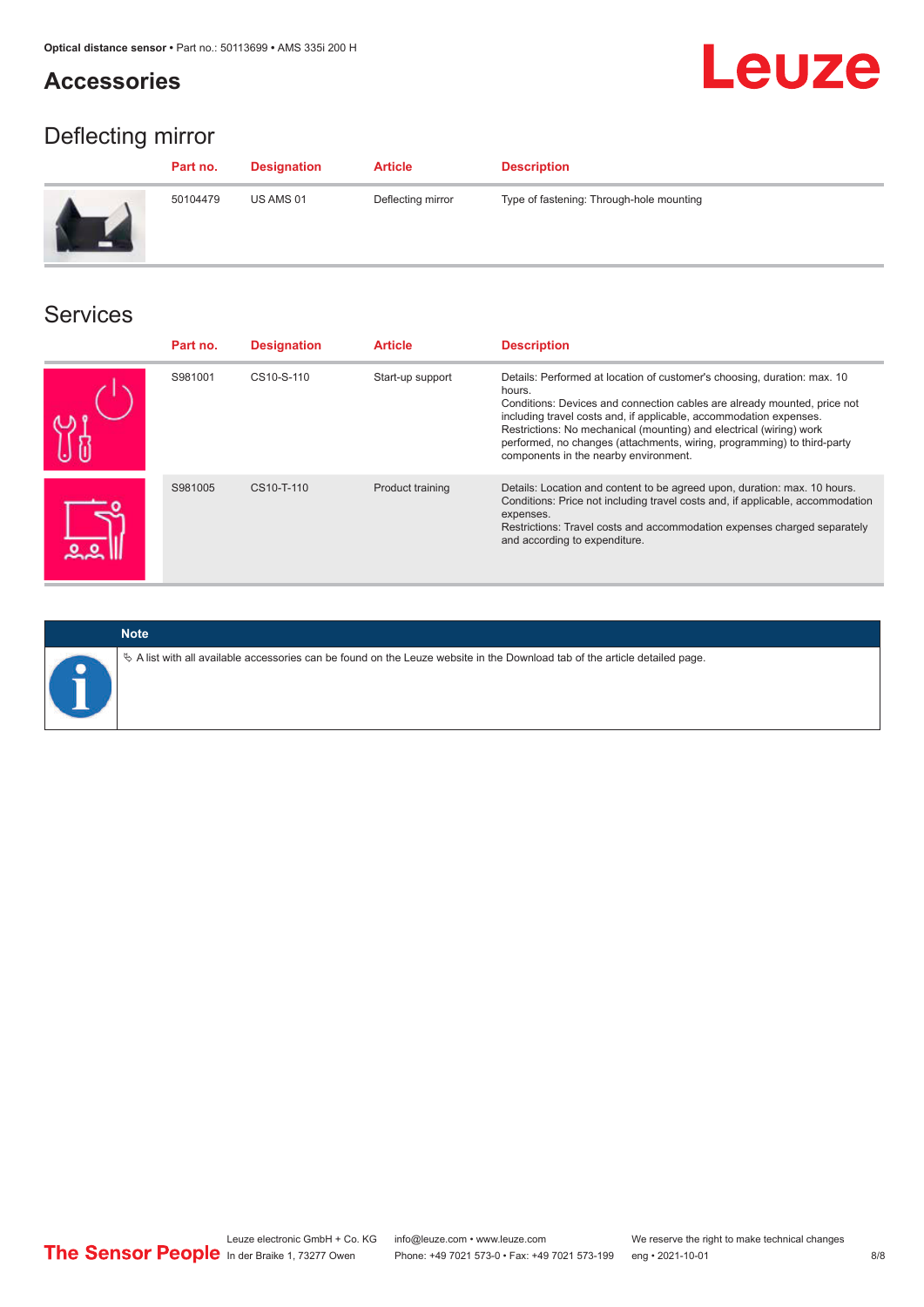## Accessories

### Deflecting mirror

| | Part no. | Designation | Article | Description |
|---|---|---|---|---|
| | 50104479 | US AMS 01 | Deflecting mirror | Type of fastening: Through-hole mounting |

### Services

| | Part no. | Designation | Article | Description |
|---|---|---|---|---|
| | S981001 | CS10-S-110 | Start-up support | Details: Performed at location of customer's choosing, duration: max. 10 hours. Conditions: Devices and connection cables are already mounted, price not including travel costs and, if applicable, accommodation expenses. Restrictions: No mechanical (mounting) and electrical (wiring) work performed, no changes (attachments, wiring, programming) to third-party components in the nearby environment. |
| | S981005 | CS10-T-110 | Product training | Details: Location and content to be agreed upon, duration: max. 10 hours. Conditions: Price not including travel costs and, if applicable, accommodation expenses. Restrictions: Travel costs and accommodation expenses charged separately and according to expenditure. |

**Note**

↳ A list with all available accessories can be found on the Leuze website in the Download tab of the article detailed page.